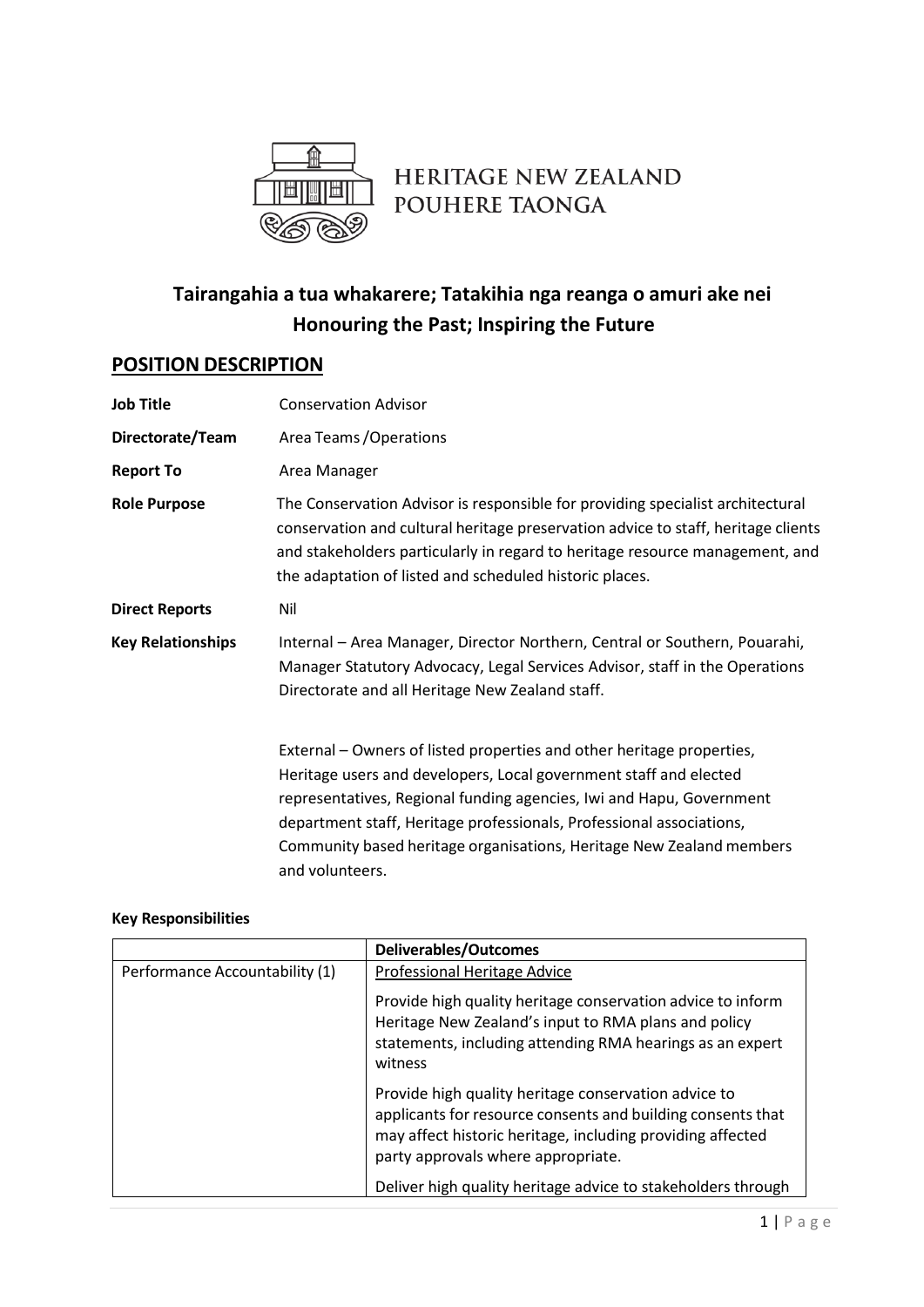HERITAGE NEW ZEALAND
POUHERE TAONGA

## Tairangahia a tua whakarere; Tatakihia nga reanga o amuri ake nei
## Honouring the Past; Inspiring the Future

## POSITION DESCRIPTION

**Job Title** Conservation Advisor

**Directorate/Team** Area Teams /Operations

**Report To** Area Manager

**Role Purpose** The Conservation Advisor is responsible for providing specialist architectural conservation and cultural heritage preservation advice to staff, heritage clients and stakeholders particularly in regard to heritage resource management, and the adaptation of listed and scheduled historic places.

**Direct Reports** Nil

**Key Relationships** Internal – Area Manager, Director Northern, Central or Southern, Pouarahi, Manager Statutory Advocacy, Legal Services Advisor, staff in the Operations Directorate and all Heritage New Zealand staff.

External – Owners of listed properties and other heritage properties, Heritage users and developers, Local government staff and elected representatives, Regional funding agencies, Iwi and Hapu, Government department staff, Heritage professionals, Professional associations, Community based heritage organisations, Heritage New Zealand members and volunteers.

**Key Responsibilities**

| | **Deliverables/Outcomes** |
|---|---|
| Performance Accountability (1) | Professional Heritage Advice<br><br>Provide high quality heritage conservation advice to inform Heritage New Zealand's input to RMA plans and policy statements, including attending RMA hearings as an expert witness<br><br>Provide high quality heritage conservation advice to applicants for resource consents and building consents that may affect historic heritage, including providing affected party approvals where appropriate.<br><br>Deliver high quality heritage advice to stakeholders through |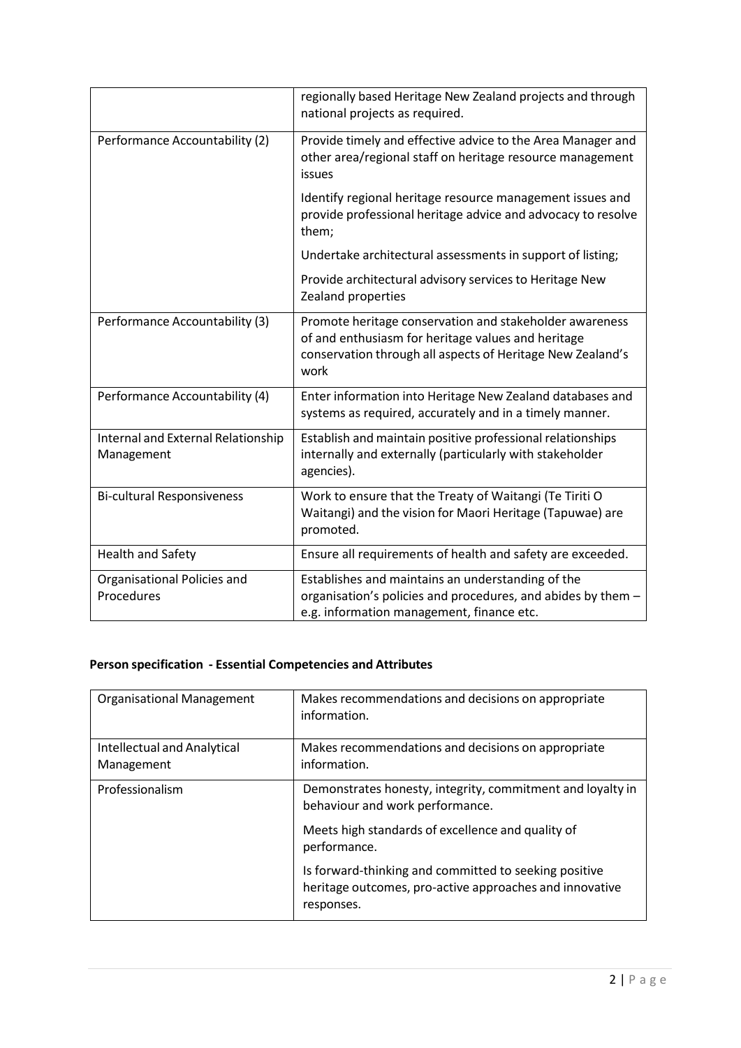|  |  |
|---|---|
|  | regionally based Heritage New Zealand projects and through national projects as required. |
| Performance Accountability (2) | Provide timely and effective advice to the Area Manager and other area/regional staff on heritage resource management issues<br><br>Identify regional heritage resource management issues and provide professional heritage advice and advocacy to resolve them;<br><br>Undertake architectural assessments in support of listing;<br><br>Provide architectural advisory services to Heritage New Zealand properties |
| Performance Accountability (3) | Promote heritage conservation and stakeholder awareness of and enthusiasm for heritage values and heritage conservation through all aspects of Heritage New Zealand's work |
| Performance Accountability (4) | Enter information into Heritage New Zealand databases and systems as required, accurately and in a timely manner. |
| Internal and External Relationship Management | Establish and maintain positive professional relationships internally and externally (particularly with stakeholder agencies). |
| Bi-cultural Responsiveness | Work to ensure that the Treaty of Waitangi (Te Tiriti O Waitangi) and the vision for Maori Heritage (Tapuwae) are promoted. |
| Health and Safety | Ensure all requirements of health and safety are exceeded. |
| Organisational Policies and Procedures | Establishes and maintains an understanding of the organisation's policies and procedures, and abides by them – e.g. information management, finance etc. |

**Person specification - Essential Competencies and Attributes**

|  |  |
|---|---|
| Organisational Management | Makes recommendations and decisions on appropriate information. |
| Intellectual and Analytical Management | Makes recommendations and decisions on appropriate information. |
| Professionalism | Demonstrates honesty, integrity, commitment and loyalty in behaviour and work performance.<br><br>Meets high standards of excellence and quality of performance.<br><br>Is forward-thinking and committed to seeking positive heritage outcomes, pro-active approaches and innovative responses. |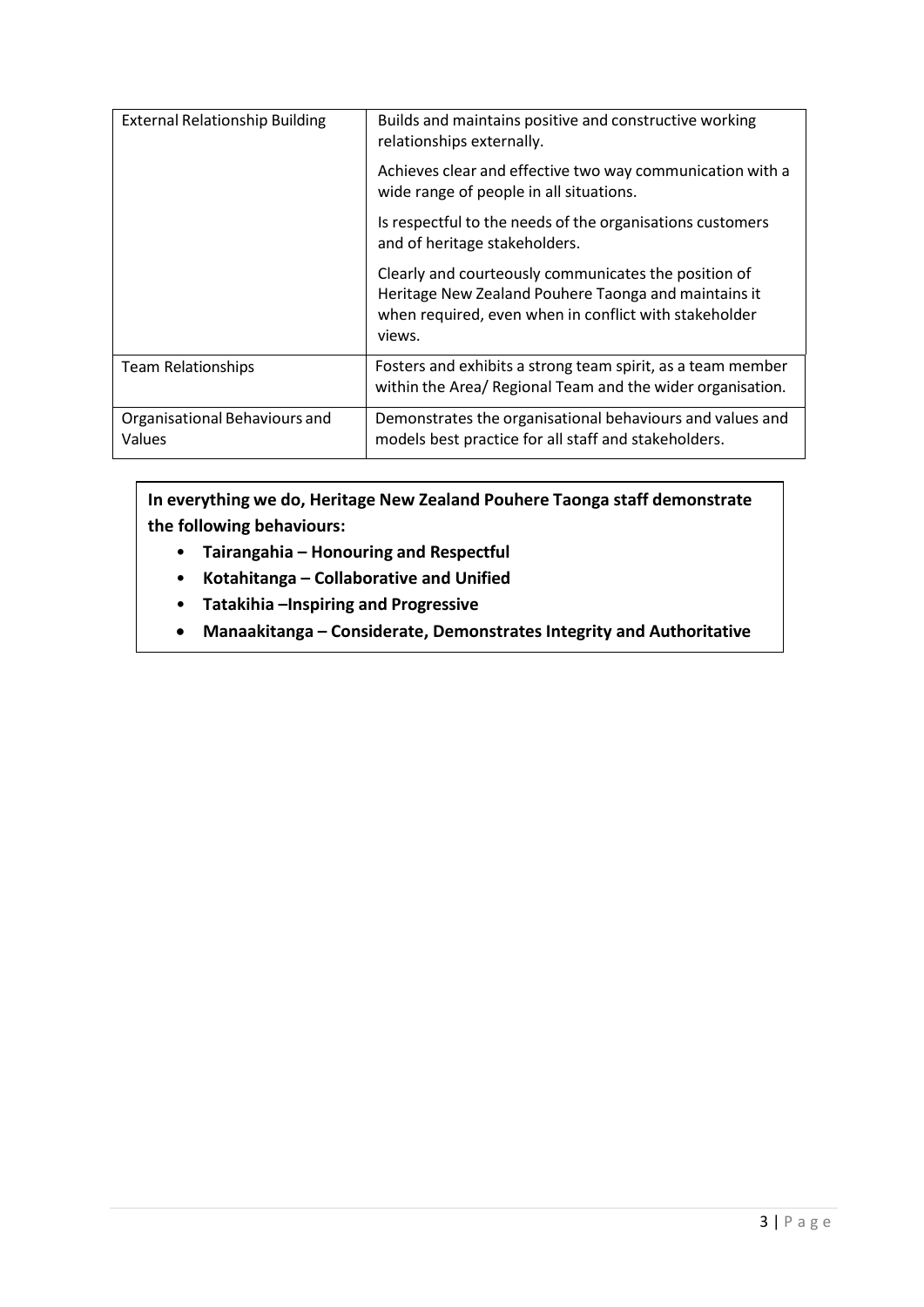| | |
|---|---|
| External Relationship Building | Builds and maintains positive and constructive working relationships externally.<br><br>Achieves clear and effective two way communication with a wide range of people in all situations.<br><br>Is respectful to the needs of the organisations customers and of heritage stakeholders.<br><br>Clearly and courteously communicates the position of Heritage New Zealand Pouhere Taonga and maintains it when required, even when in conflict with stakeholder views. |
| Team Relationships | Fosters and exhibits a strong team spirit, as a team member within the Area/ Regional Team and the wider organisation. |
| Organisational Behaviours and Values | Demonstrates the organisational behaviours and values and models best practice for all staff and stakeholders. |

**In everything we do, Heritage New Zealand Pouhere Taonga staff demonstrate the following behaviours:**

- **Tairangahia – Honouring and Respectful**
- **Kotahitanga – Collaborative and Unified**
- **Tatakihia –Inspiring and Progressive**
- **Manaakitanga – Considerate, Demonstrates Integrity and Authoritative**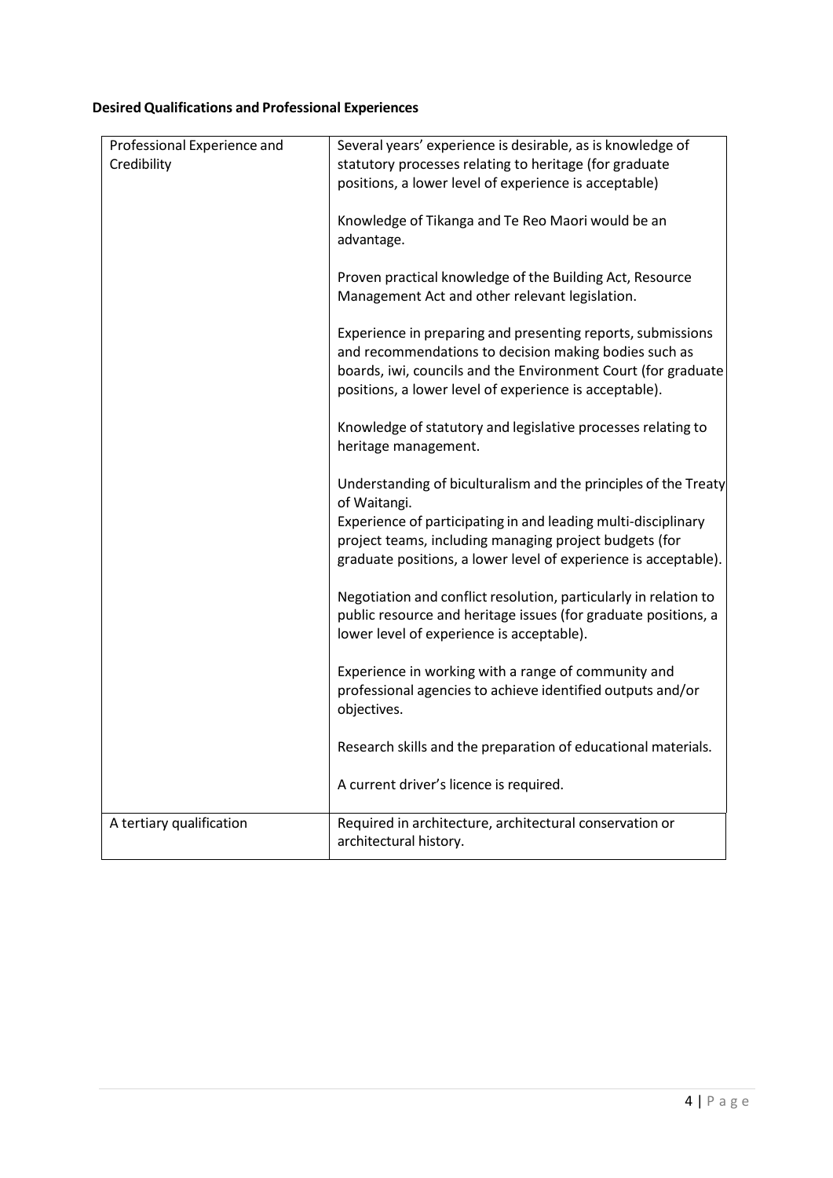**Desired Qualifications and Professional Experiences**

| | |
|---|---|
| Professional Experience and Credibility | Several years' experience is desirable, as is knowledge of statutory processes relating to heritage (for graduate positions, a lower level of experience is acceptable)<br><br>Knowledge of Tikanga and Te Reo Maori would be an advantage.<br><br>Proven practical knowledge of the Building Act, Resource Management Act and other relevant legislation.<br><br>Experience in preparing and presenting reports, submissions and recommendations to decision making bodies such as boards, iwi, councils and the Environment Court (for graduate positions, a lower level of experience is acceptable).<br><br>Knowledge of statutory and legislative processes relating to heritage management.<br><br>Understanding of biculturalism and the principles of the Treaty of Waitangi.<br>Experience of participating in and leading multi-disciplinary project teams, including managing project budgets (for graduate positions, a lower level of experience is acceptable).<br><br>Negotiation and conflict resolution, particularly in relation to public resource and heritage issues (for graduate positions, a lower level of experience is acceptable).<br><br>Experience in working with a range of community and professional agencies to achieve identified outputs and/or objectives.<br><br>Research skills and the preparation of educational materials.<br><br>A current driver's licence is required. |
| A tertiary qualification | Required in architecture, architectural conservation or architectural history. |